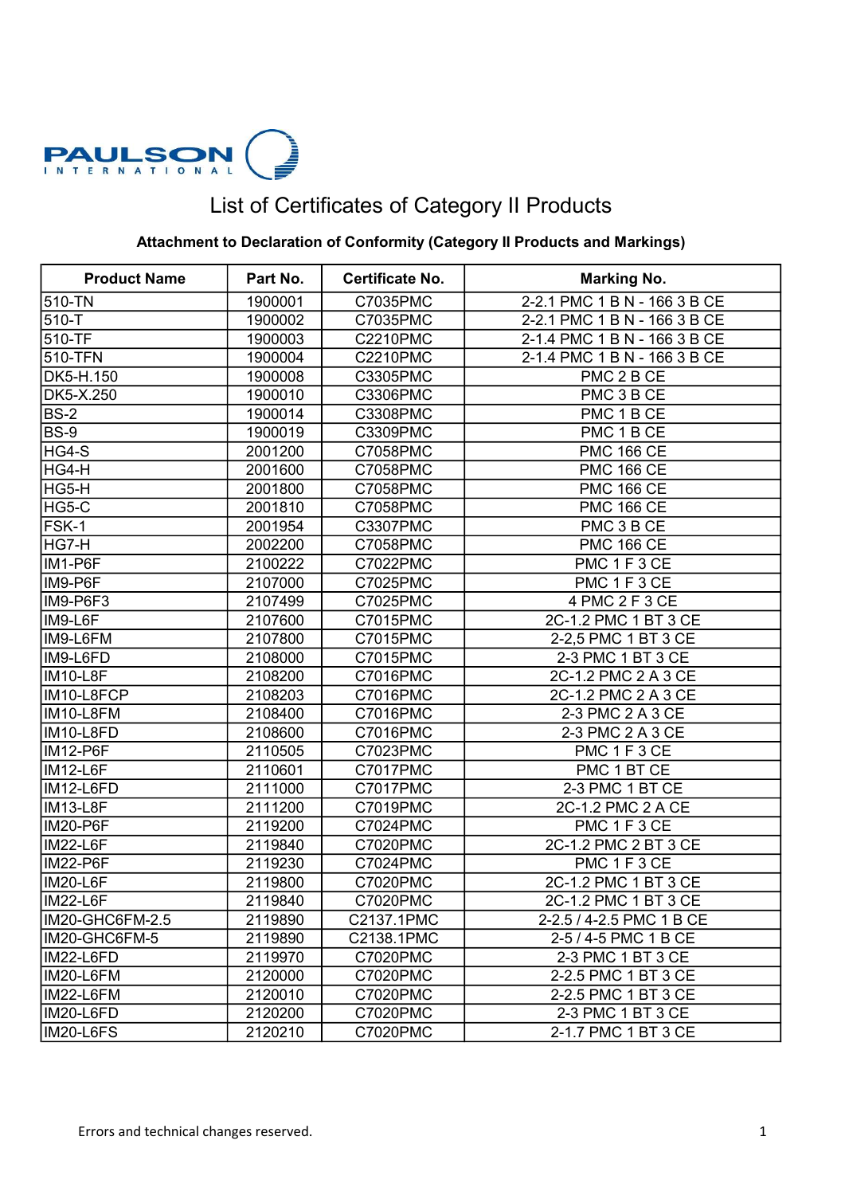PAULSON INTERNATIONAL

# List of Certificates of Category II Products

**Attachment to Declaration of Conformity (Category II Products and Markings)**

| Product Name | Part No. | Certificate No. | Marking No. |
|---|---|---|---|
| 510-TN | 1900001 | C7035PMC | 2-2.1 PMC 1 B N - 166 3 B CE |
| 510-T | 1900002 | C7035PMC | 2-2.1 PMC 1 B N - 166 3 B CE |
| 510-TF | 1900003 | C2210PMC | 2-1.4 PMC 1 B N - 166 3 B CE |
| 510-TFN | 1900004 | C2210PMC | 2-1.4 PMC 1 B N - 166 3 B CE |
| DK5-H.150 | 1900008 | C3305PMC | PMC 2 B CE |
| DK5-X.250 | 1900010 | C3306PMC | PMC 3 B CE |
| BS-2 | 1900014 | C3308PMC | PMC 1 B CE |
| BS-9 | 1900019 | C3309PMC | PMC 1 B CE |
| HG4-S | 2001200 | C7058PMC | PMC 166 CE |
| HG4-H | 2001600 | C7058PMC | PMC 166 CE |
| HG5-H | 2001800 | C7058PMC | PMC 166 CE |
| HG5-C | 2001810 | C7058PMC | PMC 166 CE |
| FSK-1 | 2001954 | C3307PMC | PMC 3 B CE |
| HG7-H | 2002200 | C7058PMC | PMC 166 CE |
| IM1-P6F | 2100222 | C7022PMC | PMC 1 F 3 CE |
| IM9-P6F | 2107000 | C7025PMC | PMC 1 F 3 CE |
| IM9-P6F3 | 2107499 | C7025PMC | 4 PMC 2 F 3 CE |
| IM9-L6F | 2107600 | C7015PMC | 2C-1.2 PMC 1 BT 3 CE |
| IM9-L6FM | 2107800 | C7015PMC | 2-2,5 PMC 1 BT 3 CE |
| IM9-L6FD | 2108000 | C7015PMC | 2-3 PMC 1 BT 3 CE |
| IM10-L8F | 2108200 | C7016PMC | 2C-1.2 PMC 2 A 3 CE |
| IM10-L8FCP | 2108203 | C7016PMC | 2C-1.2 PMC 2 A 3 CE |
| IM10-L8FM | 2108400 | C7016PMC | 2-3 PMC 2 A 3 CE |
| IM10-L8FD | 2108600 | C7016PMC | 2-3 PMC 2 A 3 CE |
| IM12-P6F | 2110505 | C7023PMC | PMC 1 F 3 CE |
| IM12-L6F | 2110601 | C7017PMC | PMC 1 BT CE |
| IM12-L6FD | 2111000 | C7017PMC | 2-3 PMC 1 BT CE |
| IM13-L8F | 2111200 | C7019PMC | 2C-1.2 PMC 2 A CE |
| IM20-P6F | 2119200 | C7024PMC | PMC 1 F 3 CE |
| IM22-L6F | 2119840 | C7020PMC | 2C-1.2 PMC 2 BT 3 CE |
| IM22-P6F | 2119230 | C7024PMC | PMC 1 F 3 CE |
| IM20-L6F | 2119800 | C7020PMC | 2C-1.2 PMC 1 BT 3 CE |
| IM22-L6F | 2119840 | C7020PMC | 2C-1.2 PMC 1 BT 3 CE |
| IM20-GHC6FM-2.5 | 2119890 | C2137.1PMC | 2-2.5 / 4-2.5 PMC 1 B CE |
| IM20-GHC6FM-5 | 2119890 | C2138.1PMC | 2-5 / 4-5 PMC 1 B CE |
| IM22-L6FD | 2119970 | C7020PMC | 2-3 PMC 1 BT 3 CE |
| IM20-L6FM | 2120000 | C7020PMC | 2-2.5 PMC 1 BT 3 CE |
| IM22-L6FM | 2120010 | C7020PMC | 2-2.5 PMC 1 BT 3 CE |
| IM20-L6FD | 2120200 | C7020PMC | 2-3 PMC 1 BT 3 CE |
| IM20-L6FS | 2120210 | C7020PMC | 2-1.7 PMC 1 BT 3 CE |

Errors and technical changes reserved.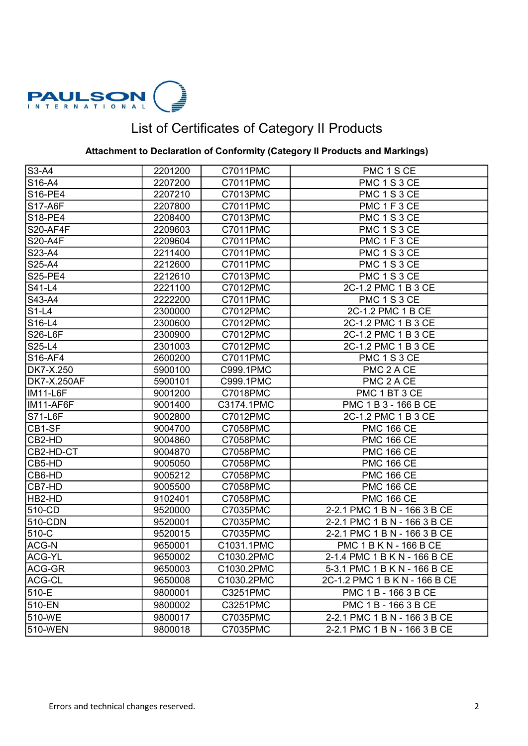PAULSON INTERNATIONAL

# List of Certificates of Category II Products

**Attachment to Declaration of Conformity (Category II Products and Markings)**

| | | | |
|---|---|---|---|
| S3-A4 | 2201200 | C7011PMC | PMC 1 S CE |
| S16-A4 | 2207200 | C7011PMC | PMC 1 S 3 CE |
| S16-PE4 | 2207210 | C7013PMC | PMC 1 S 3 CE |
| S17-A6F | 2207800 | C7011PMC | PMC 1 F 3 CE |
| S18-PE4 | 2208400 | C7013PMC | PMC 1 S 3 CE |
| S20-AF4F | 2209603 | C7011PMC | PMC 1 S 3 CE |
| S20-A4F | 2209604 | C7011PMC | PMC 1 F 3 CE |
| S23-A4 | 2211400 | C7011PMC | PMC 1 S 3 CE |
| S25-A4 | 2212600 | C7011PMC | PMC 1 S 3 CE |
| S25-PE4 | 2212610 | C7013PMC | PMC 1 S 3 CE |
| S41-L4 | 2221100 | C7012PMC | 2C-1.2 PMC 1 B 3 CE |
| S43-A4 | 2222200 | C7011PMC | PMC 1 S 3 CE |
| S1-L4 | 2300000 | C7012PMC | 2C-1.2 PMC 1 B CE |
| S16-L4 | 2300600 | C7012PMC | 2C-1.2 PMC 1 B 3 CE |
| S26-L6F | 2300900 | C7012PMC | 2C-1.2 PMC 1 B 3 CE |
| S25-L4 | 2301003 | C7012PMC | 2C-1.2 PMC 1 B 3 CE |
| S16-AF4 | 2600200 | C7011PMC | PMC 1 S 3 CE |
| DK7-X.250 | 5900100 | C999.1PMC | PMC 2 A CE |
| DK7-X.250AF | 5900101 | C999.1PMC | PMC 2 A CE |
| IM11-L6F | 9001200 | C7018PMC | PMC 1 BT 3 CE |
| IM11-AF6F | 9001400 | C3174.1PMC | PMC 1 B 3 - 166 B CE |
| S71-L6F | 9002800 | C7012PMC | 2C-1.2 PMC 1 B 3 CE |
| CB1-SF | 9004700 | C7058PMC | PMC 166 CE |
| CB2-HD | 9004860 | C7058PMC | PMC 166 CE |
| CB2-HD-CT | 9004870 | C7058PMC | PMC 166 CE |
| CB5-HD | 9005050 | C7058PMC | PMC 166 CE |
| CB6-HD | 9005212 | C7058PMC | PMC 166 CE |
| CB7-HD | 9005500 | C7058PMC | PMC 166 CE |
| HB2-HD | 9102401 | C7058PMC | PMC 166 CE |
| 510-CD | 9520000 | C7035PMC | 2-2.1 PMC 1 B N - 166 3 B CE |
| 510-CDN | 9520001 | C7035PMC | 2-2.1 PMC 1 B N - 166 3 B CE |
| 510-C | 9520015 | C7035PMC | 2-2.1 PMC 1 B N - 166 3 B CE |
| ACG-N | 9650001 | C1031.1PMC | PMC 1 B K N - 166 B CE |
| ACG-YL | 9650002 | C1030.2PMC | 2-1.4 PMC 1 B K N - 166 B CE |
| ACG-GR | 9650003 | C1030.2PMC | 5-3.1 PMC 1 B K N - 166 B CE |
| ACG-CL | 9650008 | C1030.2PMC | 2C-1.2 PMC 1 B K N - 166 B CE |
| 510-E | 9800001 | C3251PMC | PMC 1 B - 166 3 B CE |
| 510-EN | 9800002 | C3251PMC | PMC 1 B - 166 3 B CE |
| 510-WE | 9800017 | C7035PMC | 2-2.1 PMC 1 B N - 166 3 B CE |
| 510-WEN | 9800018 | C7035PMC | 2-2.1 PMC 1 B N - 166 3 B CE |

Errors and technical changes reserved.